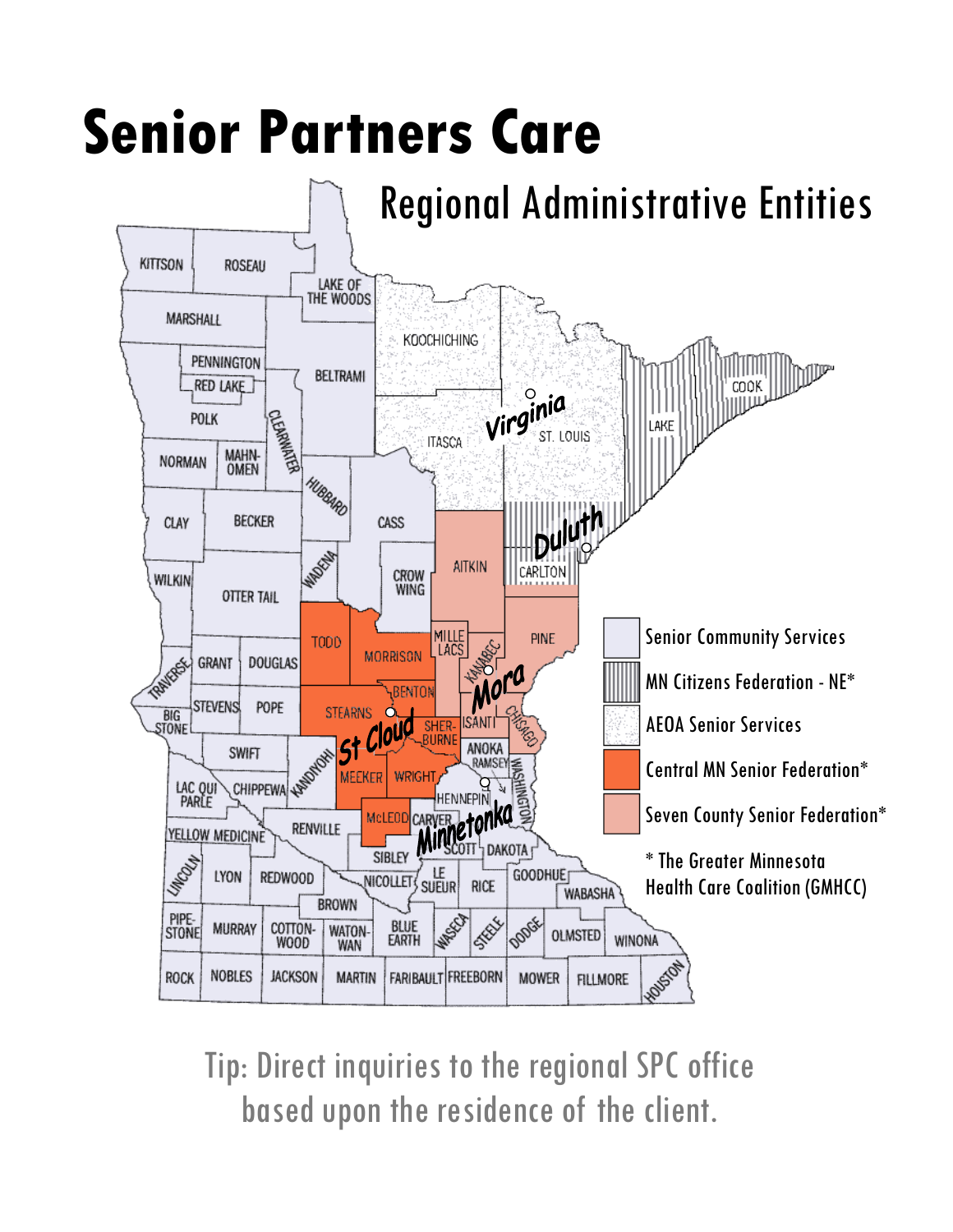# Senior Partners Care

## Regional Administrative Entities

- Senior Community Services
- MN Citizens Federation - NE*
- AEOA Senior Services
- Central MN Senior Federation*
- Seven County Senior Federation*

\* The Greater Minnesota Health Care Coalition (GMHCC)

Tip: Direct inquiries to the regional SPC office based upon the residence of the client.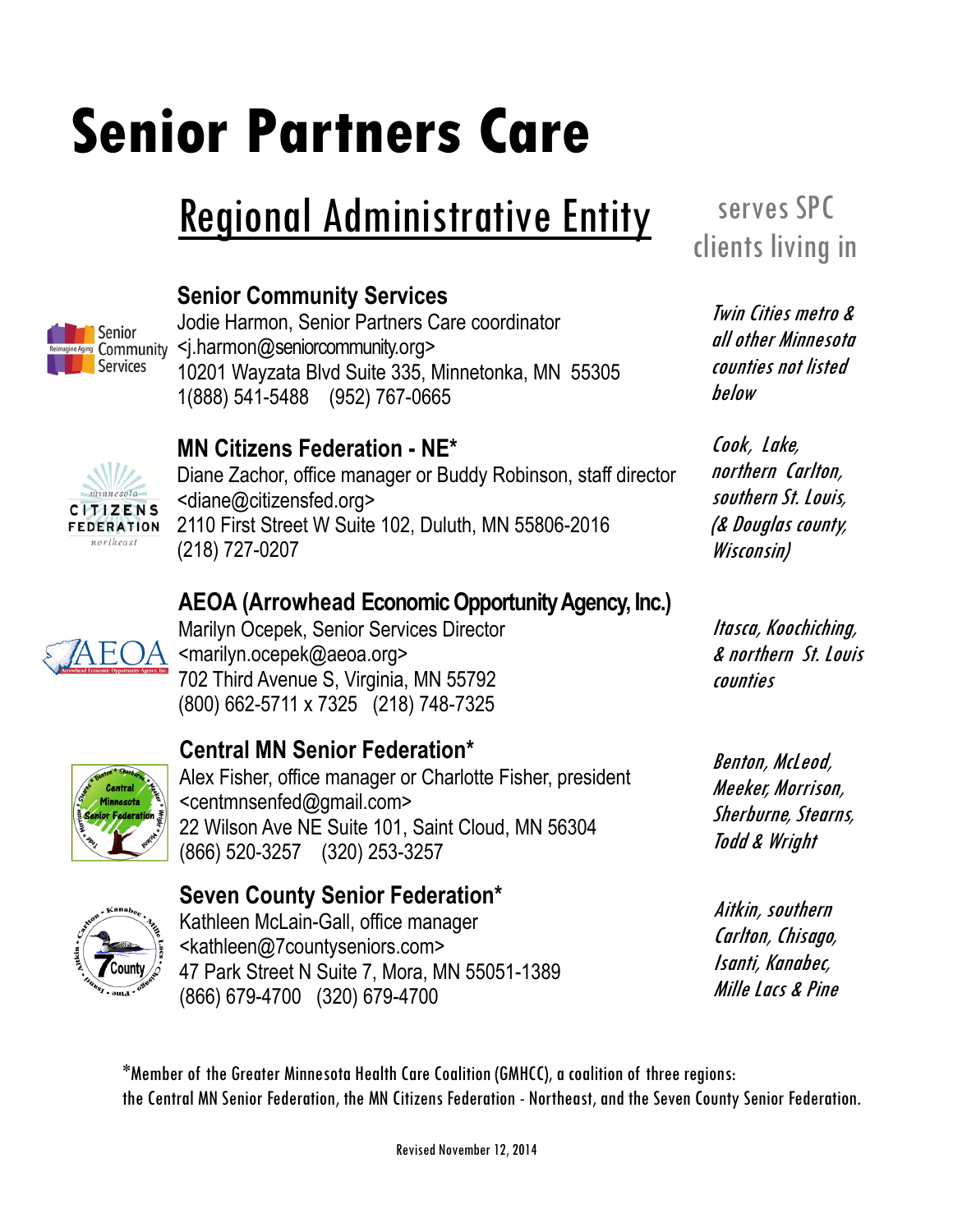# Senior Partners Care

| Regional Administrative Entity | serves SPC clients living in |
|---|---|
| **Senior Community Services**<br>Jodie Harmon, Senior Partners Care coordinator<br><j.harmon@seniorcommunity.org><br>10201 Wayzata Blvd Suite 335, Minnetonka, MN 55305<br>1(888) 541-5488 (952) 767-0665 | *Twin Cities metro & all other Minnesota counties not listed below* |
| **MN Citizens Federation - NE***<br>Diane Zachor, office manager or Buddy Robinson, staff director<br><diane@citizensfed.org><br>2110 First Street W Suite 102, Duluth, MN 55806-2016<br>(218) 727-0207 | *Cook, Lake, northern Carlton, southern St. Louis, (& Douglas county, Wisconsin)* |
| **AEOA (Arrowhead Economic Opportunity Agency, Inc.)**<br>Marilyn Ocepek, Senior Services Director<br><marilyn.ocepek@aeoa.org><br>702 Third Avenue S, Virginia, MN 55792<br>(800) 662-5711 x 7325 (218) 748-7325 | *Itasca, Koochiching, & northern St. Louis counties* |
| **Central MN Senior Federation***<br>Alex Fisher, office manager or Charlotte Fisher, president<br><centmnsenfed@gmail.com><br>22 Wilson Ave NE Suite 101, Saint Cloud, MN 56304<br>(866) 520-3257 (320) 253-3257 | *Benton, McLeod, Meeker, Morrison, Sherburne, Stearns, Todd & Wright* |
| **Seven County Senior Federation***<br>Kathleen McLain-Gall, office manager<br><kathleen@7countyseniors.com><br>47 Park Street N Suite 7, Mora, MN 55051-1389<br>(866) 679-4700 (320) 679-4700 | *Aitkin, southern Carlton, Chisago, Isanti, Kanabec, Mille Lacs & Pine* |

*Member of the Greater Minnesota Health Care Coalition (GMHCC), a coalition of three regions: the Central MN Senior Federation, the MN Citizens Federation - Northeast, and the Seven County Senior Federation.

Revised November 12, 2014